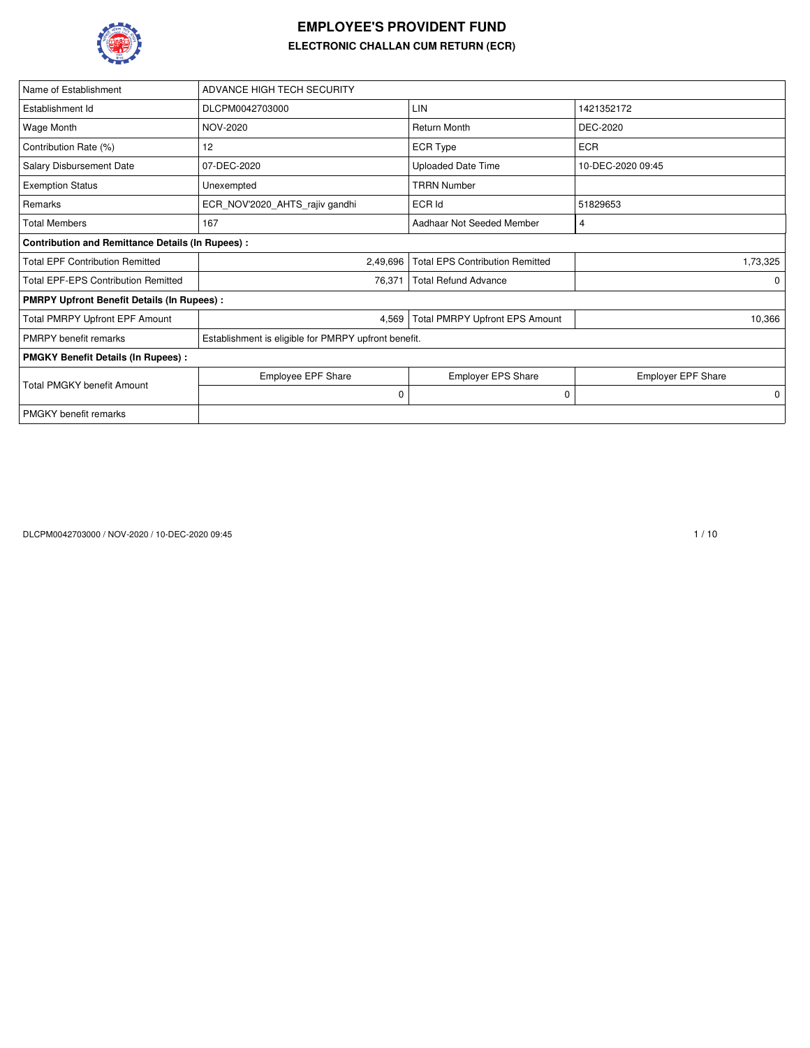# EMPLOYEE'S PROVIDENT FUND

## ELECTRONIC CHALLAN CUM RETURN (ECR)

| Name of Establishment | ADVANCE HIGH TECH SECURITY | | |
|---|---|---|---|
| Establishment Id | DLCPM0042703000 | LIN | 1421352172 |
| Wage Month | NOV-2020 | Return Month | DEC-2020 |
| Contribution Rate (%) | 12 | ECR Type | ECR |
| Salary Disbursement Date | 07-DEC-2020 | Uploaded Date Time | 10-DEC-2020 09:45 |
| Exemption Status | Unexempted | TRRN Number | |
| Remarks | ECR_NOV'2020_AHTS_rajiv gandhi | ECR Id | 51829653 |
| Total Members | 167 | Aadhaar Not Seeded Member | 4 |
| **Contribution and Remittance Details (In Rupees) :** | | | |
| Total EPF Contribution Remitted | 2,49,696 | Total EPS Contribution Remitted | 1,73,325 |
| Total EPF-EPS Contribution Remitted | 76,371 | Total Refund Advance | 0 |
| **PMRPY Upfront Benefit Details (In Rupees) :** | | | |
| Total PMRPY Upfront EPF Amount | 4,569 | Total PMRPY Upfront EPS Amount | 10,366 |
| PMRPY benefit remarks | Establishment is eligible for PMRPY upfront benefit. | | |
| **PMGKY Benefit Details (In Rupees) :** | | | |
| Total PMGKY benefit Amount | Employee EPF Share | Employer EPS Share | Employer EPF Share |
| | 0 | 0 | 0 |
| PMGKY benefit remarks | | | |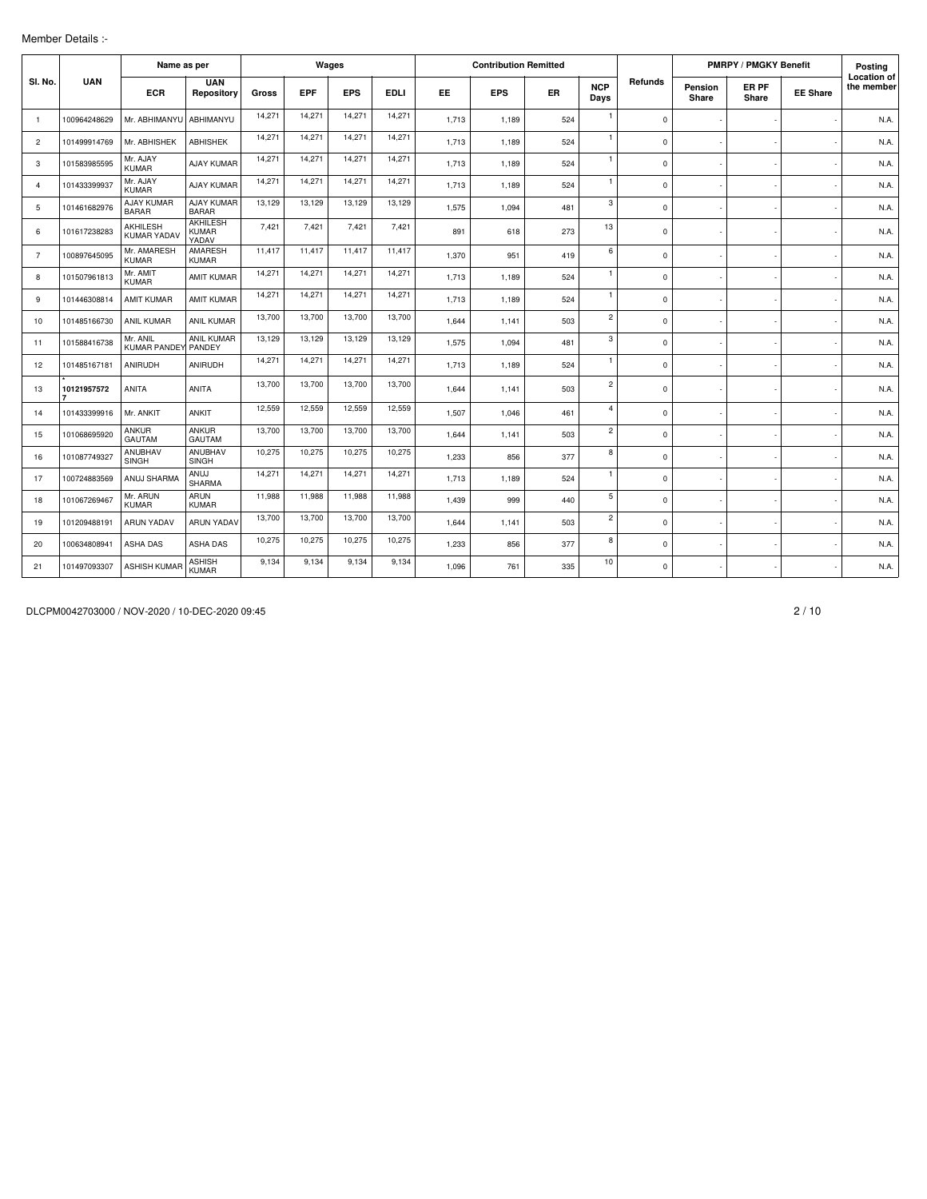Member Details :-

| Sl. No. | UAN | Name as per | | Wages | | | | Contribution Remitted | | | | Refunds | PMRPY / PMGKY Benefit | | | Posting Location of the member |
|---|---|---|---|---|---|---|---|---|---|---|---|---|---|---|---|---|
| | | ECR | UAN Repository | Gross | EPF | EPS | EDLI | EE | EPS | ER | NCP Days | | Pension Share | ER PF Share | EE Share | |
| 1 | 100964248629 | Mr. ABHIMANYU | ABHIMANYU | 14,271 | 14,271 | 14,271 | 14,271 | 1,713 | 1,189 | 524 | 1 | 0 | - | - | - | N.A. |
| 2 | 101499914769 | Mr. ABHISHEK | ABHISHEK | 14,271 | 14,271 | 14,271 | 14,271 | 1,713 | 1,189 | 524 | 1 | 0 | - | - | - | N.A. |
| 3 | 101583985595 | Mr. AJAY KUMAR | AJAY KUMAR | 14,271 | 14,271 | 14,271 | 14,271 | 1,713 | 1,189 | 524 | 1 | 0 | - | - | - | N.A. |
| 4 | 101433399937 | Mr. AJAY KUMAR | AJAY KUMAR | 14,271 | 14,271 | 14,271 | 14,271 | 1,713 | 1,189 | 524 | 1 | 0 | - | - | - | N.A. |
| 5 | 101461682976 | AJAY KUMAR BARAR | AJAY KUMAR BARAR | 13,129 | 13,129 | 13,129 | 13,129 | 1,575 | 1,094 | 481 | 3 | 0 | - | - | - | N.A. |
| 6 | 101617238283 | AKHILESH KUMAR YADAV | AKHILESH KUMAR YADAV | 7,421 | 7,421 | 7,421 | 7,421 | 891 | 618 | 273 | 13 | 0 | - | - | - | N.A. |
| 7 | 100897645095 | Mr. AMARESH KUMAR | AMARESH KUMAR | 11,417 | 11,417 | 11,417 | 11,417 | 1,370 | 951 | 419 | 6 | 0 | - | - | - | N.A. |
| 8 | 101507961813 | Mr. AMIT KUMAR | AMIT KUMAR | 14,271 | 14,271 | 14,271 | 14,271 | 1,713 | 1,189 | 524 | 1 | 0 | - | - | - | N.A. |
| 9 | 101446308814 | AMIT KUMAR | AMIT KUMAR | 14,271 | 14,271 | 14,271 | 14,271 | 1,713 | 1,189 | 524 | 1 | 0 | - | - | - | N.A. |
| 10 | 101485166730 | ANIL KUMAR | ANIL KUMAR | 13,700 | 13,700 | 13,700 | 13,700 | 1,644 | 1,141 | 503 | 2 | 0 | - | - | - | N.A. |
| 11 | 101588416738 | Mr. ANIL KUMAR PANDEY | ANIL KUMAR PANDEY | 13,129 | 13,129 | 13,129 | 13,129 | 1,575 | 1,094 | 481 | 3 | 0 | - | - | - | N.A. |
| 12 | 101485167181 | ANIRUDH | ANIRUDH | 14,271 | 14,271 | 14,271 | 14,271 | 1,713 | 1,189 | 524 | 1 | 0 | - | - | - | N.A. |
| 13 | * 101219575727 | ANITA | ANITA | 13,700 | 13,700 | 13,700 | 13,700 | 1,644 | 1,141 | 503 | 2 | 0 | - | - | - | N.A. |
| 14 | 101433399916 | Mr. ANKIT | ANKIT | 12,559 | 12,559 | 12,559 | 12,559 | 1,507 | 1,046 | 461 | 4 | 0 | - | - | - | N.A. |
| 15 | 101068695920 | ANKUR GAUTAM | ANKUR GAUTAM | 13,700 | 13,700 | 13,700 | 13,700 | 1,644 | 1,141 | 503 | 2 | 0 | - | - | - | N.A. |
| 16 | 101087749327 | ANUBHAV SINGH | ANUBHAV SINGH | 10,275 | 10,275 | 10,275 | 10,275 | 1,233 | 856 | 377 | 8 | 0 | - | - | - | N.A. |
| 17 | 100724883569 | ANUJ SHARMA | ANUJ SHARMA | 14,271 | 14,271 | 14,271 | 14,271 | 1,713 | 1,189 | 524 | 1 | 0 | - | - | - | N.A. |
| 18 | 101067269467 | Mr. ARUN KUMAR | ARUN KUMAR | 11,988 | 11,988 | 11,988 | 11,988 | 1,439 | 999 | 440 | 5 | 0 | - | - | - | N.A. |
| 19 | 101209488191 | ARUN YADAV | ARUN YADAV | 13,700 | 13,700 | 13,700 | 13,700 | 1,644 | 1,141 | 503 | 2 | 0 | - | - | - | N.A. |
| 20 | 100634808941 | ASHA DAS | ASHA DAS | 10,275 | 10,275 | 10,275 | 10,275 | 1,233 | 856 | 377 | 8 | 0 | - | - | - | N.A. |
| 21 | 101497093307 | ASHISH KUMAR | ASHISH KUMAR | 9,134 | 9,134 | 9,134 | 9,134 | 1,096 | 761 | 335 | 10 | 0 | - | - | - | N.A. |

DLCPM0042703000 / NOV-2020 / 10-DEC-2020 09:45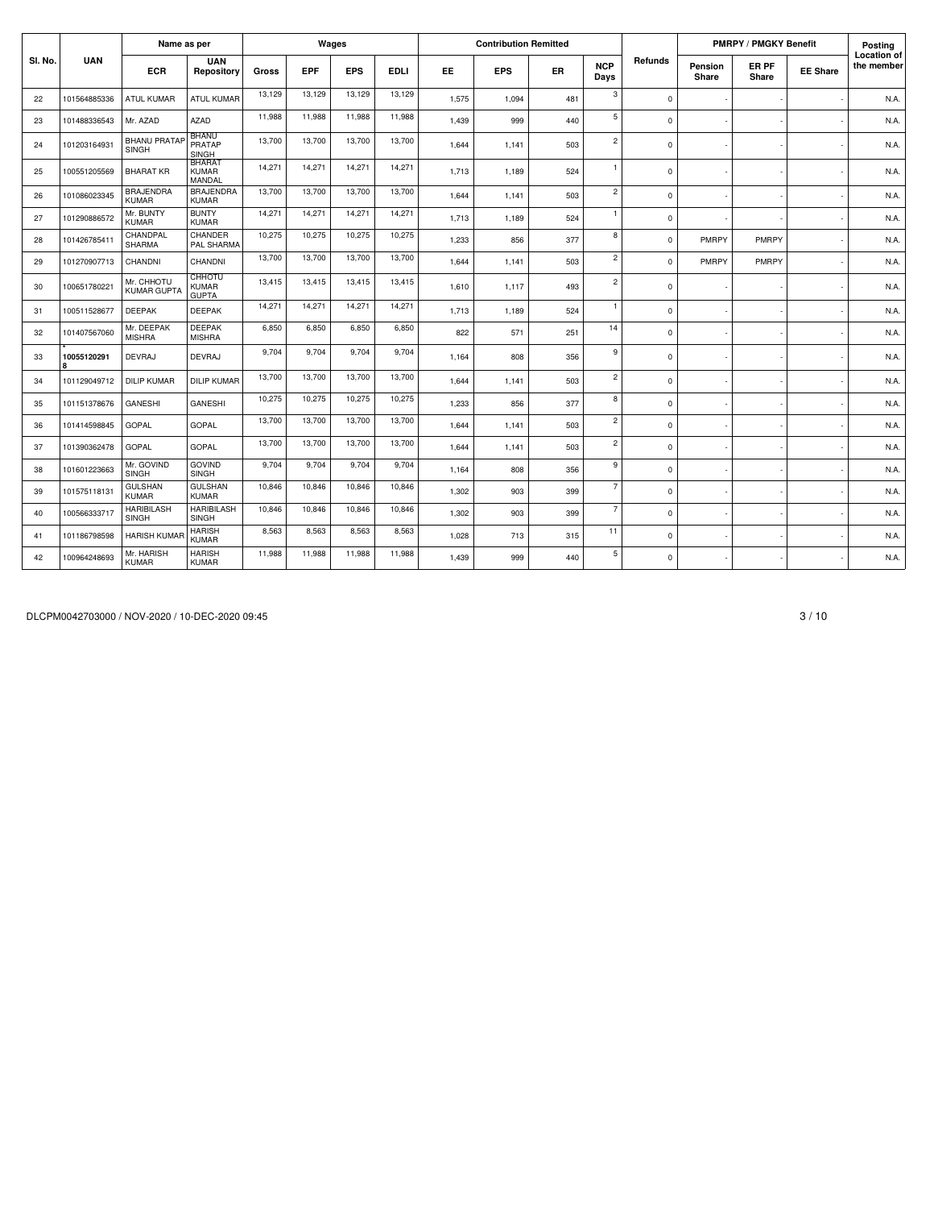| Sl. No. | UAN | Name as per | | Wages | | | | Contribution Remitted | | | | Refunds | PMRPY / PMGKY Benefit | | | Posting Location of the member |
|---|---|---|---|---|---|---|---|---|---|---|---|---|---|---|---|---|
| | | ECR | UAN Repository | Gross | EPF | EPS | EDLI | EE | EPS | ER | NCP Days | | Pension Share | ER PF Share | EE Share | |
| 22 | 101564885336 | ATUL KUMAR | ATUL KUMAR | 13,129 | 13,129 | 13,129 | 13,129 | 1,575 | 1,094 | 481 | 3 | 0 | - | - | - | N.A. |
| 23 | 101488336543 | Mr. AZAD | AZAD | 11,988 | 11,988 | 11,988 | 11,988 | 1,439 | 999 | 440 | 5 | 0 | - | - | - | N.A. |
| 24 | 101203164931 | BHANU PRATAP SINGH | BHANU PRATAP SINGH | 13,700 | 13,700 | 13,700 | 13,700 | 1,644 | 1,141 | 503 | 2 | 0 | - | - | - | N.A. |
| 25 | 100551205569 | BHARAT KR | BHARAT KUMAR MANDAL | 14,271 | 14,271 | 14,271 | 14,271 | 1,713 | 1,189 | 524 | 1 | 0 | - | - | - | N.A. |
| 26 | 101086023345 | BRAJENDRA KUMAR | BRAJENDRA KUMAR | 13,700 | 13,700 | 13,700 | 13,700 | 1,644 | 1,141 | 503 | 2 | 0 | - | - | - | N.A. |
| 27 | 101290886572 | Mr. BUNTY KUMAR | BUNTY KUMAR | 14,271 | 14,271 | 14,271 | 14,271 | 1,713 | 1,189 | 524 | 1 | 0 | - | - | - | N.A. |
| 28 | 101426785411 | CHANDPAL SHARMA | CHANDER PAL SHARMA | 10,275 | 10,275 | 10,275 | 10,275 | 1,233 | 856 | 377 | 8 | 0 | PMRPY | PMRPY | - | N.A. |
| 29 | 101270907713 | CHANDNI | CHANDNI | 13,700 | 13,700 | 13,700 | 13,700 | 1,644 | 1,141 | 503 | 2 | 0 | PMRPY | PMRPY | - | N.A. |
| 30 | 100651780221 | Mr. CHHOTU KUMAR GUPTA | CHHOTU KUMAR GUPTA | 13,415 | 13,415 | 13,415 | 13,415 | 1,610 | 1,117 | 493 | 2 | 0 | - | - | - | N.A. |
| 31 | 100511528677 | DEEPAK | DEEPAK | 14,271 | 14,271 | 14,271 | 14,271 | 1,713 | 1,189 | 524 | 1 | 0 | - | - | - | N.A. |
| 32 | 101407567060 | Mr. DEEPAK MISHRA | DEEPAK MISHRA | 6,850 | 6,850 | 6,850 | 6,850 | 822 | 571 | 251 | 14 | 0 | - | - | - | N.A. |
| 33 | * 100551202918 | DEVRAJ | DEVRAJ | 9,704 | 9,704 | 9,704 | 9,704 | 1,164 | 808 | 356 | 9 | 0 | - | - | - | N.A. |
| 34 | 101129049712 | DILIP KUMAR | DILIP KUMAR | 13,700 | 13,700 | 13,700 | 13,700 | 1,644 | 1,141 | 503 | 2 | 0 | - | - | - | N.A. |
| 35 | 101151378676 | GANESHI | GANESHI | 10,275 | 10,275 | 10,275 | 10,275 | 1,233 | 856 | 377 | 8 | 0 | - | - | - | N.A. |
| 36 | 101414598845 | GOPAL | GOPAL | 13,700 | 13,700 | 13,700 | 13,700 | 1,644 | 1,141 | 503 | 2 | 0 | - | - | - | N.A. |
| 37 | 101390362478 | GOPAL | GOPAL | 13,700 | 13,700 | 13,700 | 13,700 | 1,644 | 1,141 | 503 | 2 | 0 | - | - | - | N.A. |
| 38 | 101601223663 | Mr. GOVIND SINGH | GOVIND SINGH | 9,704 | 9,704 | 9,704 | 9,704 | 1,164 | 808 | 356 | 9 | 0 | - | - | - | N.A. |
| 39 | 101575118131 | GULSHAN KUMAR | GULSHAN KUMAR | 10,846 | 10,846 | 10,846 | 10,846 | 1,302 | 903 | 399 | 7 | 0 | - | - | - | N.A. |
| 40 | 100566333717 | HARIBILASH SINGH | HARIBILASH SINGH | 10,846 | 10,846 | 10,846 | 10,846 | 1,302 | 903 | 399 | 7 | 0 | - | - | - | N.A. |
| 41 | 101186798598 | HARISH KUMAR | HARISH KUMAR | 8,563 | 8,563 | 8,563 | 8,563 | 1,028 | 713 | 315 | 11 | 0 | - | - | - | N.A. |
| 42 | 100964248693 | Mr. HARISH KUMAR | HARISH KUMAR | 11,988 | 11,988 | 11,988 | 11,988 | 1,439 | 999 | 440 | 5 | 0 | - | - | - | N.A. |

DLCPM0042703000 / NOV-2020 / 10-DEC-2020 09:45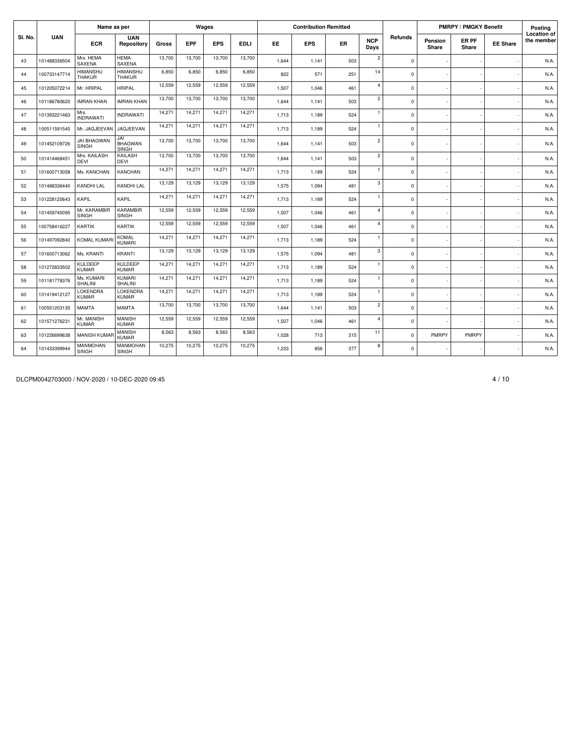| Sl. No. | UAN | Name as per | | Wages | | | | Contribution Remitted | | | | Refunds | PMRPY / PMGKY Benefit | | | Posting Location of the member |
|---|---|---|---|---|---|---|---|---|---|---|---|---|---|---|---|---|
| | | ECR | UAN Repository | Gross | EPF | EPS | EDLI | EE | EPS | ER | NCP Days | | Pension Share | ER PF Share | EE Share | |
| 43 | 101488336504 | Mrs. HEMA SAXENA | HEMA SAXENA | 13,700 | 13,700 | 13,700 | 13,700 | 1,644 | 1,141 | 503 | 2 | 0 | - | - | - | N.A. |
| 44 | 100733147714 | HIMANSHU THAKUR | HIMANSHU THAKUR | 6,850 | 6,850 | 6,850 | 6,850 | 822 | 571 | 251 | 14 | 0 | - | - | - | N.A. |
| 45 | 101205072214 | Mr. HRIPAL | HRIPAL | 12,559 | 12,559 | 12,559 | 12,559 | 1,507 | 1,046 | 461 | 4 | 0 | - | - | - | N.A. |
| 46 | 101186780620 | IMRAN KHAN | IMRAN KHAN | 13,700 | 13,700 | 13,700 | 13,700 | 1,644 | 1,141 | 503 | 2 | 0 | - | - | - | N.A. |
| 47 | 101393221463 | Mrs. INDRAWATI | INDRAWATI | 14,271 | 14,271 | 14,271 | 14,271 | 1,713 | 1,189 | 524 | 1 | 0 | - | - | - | N.A. |
| 48 | 100511591545 | Mr. JAGJEEVAN | JAGJEEVAN | 14,271 | 14,271 | 14,271 | 14,271 | 1,713 | 1,189 | 524 | 1 | 0 | - | - | - | N.A. |
| 49 | 101452109726 | JAI BHAGWAN SINGH | JAI BHAGWAN SINGH | 13,700 | 13,700 | 13,700 | 13,700 | 1,644 | 1,141 | 503 | 2 | 0 | - | - | - | N.A. |
| 50 | 101414468451 | Mrs. KAILASH DEVI | KAILASH DEVI | 13,700 | 13,700 | 13,700 | 13,700 | 1,644 | 1,141 | 503 | 2 | 0 | - | - | - | N.A. |
| 51 | 101600713058 | Ms. KANCHAN | KANCHAN | 14,271 | 14,271 | 14,271 | 14,271 | 1,713 | 1,189 | 524 | 1 | 0 | - | - | - | N.A. |
| 52 | 101488336440 | KANDHI LAL | KANDHI LAL | 13,129 | 13,129 | 13,129 | 13,129 | 1,575 | 1,094 | 481 | 3 | 0 | - | - | - | N.A. |
| 53 | 101228120643 | KAPIL | KAPIL | 14,271 | 14,271 | 14,271 | 14,271 | 1,713 | 1,189 | 524 | 1 | 0 | - | - | - | N.A. |
| 54 | 101459740095 | Mr. KARAMBIR SINGH | KARAMBIR SINGH | 12,559 | 12,559 | 12,559 | 12,559 | 1,507 | 1,046 | 461 | 4 | 0 | - | - | - | N.A. |
| 55 | 100758416227 | KARTIK | KARTIK | 12,559 | 12,559 | 12,559 | 12,559 | 1,507 | 1,046 | 461 | 4 | 0 | - | - | - | N.A. |
| 56 | 101497092840 | KOMAL KUMARI | KOMAL KUMARI | 14,271 | 14,271 | 14,271 | 14,271 | 1,713 | 1,189 | 524 | 1 | 0 | - | - | - | N.A. |
| 57 | 101600713062 | Ms. KRANTI | KRANTI | 13,129 | 13,129 | 13,129 | 13,129 | 1,575 | 1,094 | 481 | 3 | 0 | - | - | - | N.A. |
| 58 | 101272833502 | KULDEEP KUMAR | KULDEEP KUMAR | 14,271 | 14,271 | 14,271 | 14,271 | 1,713 | 1,189 | 524 | 1 | 0 | - | - | - | N.A. |
| 59 | 101181778376 | Ms. KUMARI SHALINI | KUMARI SHALINI | 14,271 | 14,271 | 14,271 | 14,271 | 1,713 | 1,189 | 524 | 1 | 0 | - | - | - | N.A. |
| 60 | 101419412127 | LOKENDRA KUMAR | LOKENDRA KUMAR | 14,271 | 14,271 | 14,271 | 14,271 | 1,713 | 1,189 | 524 | 1 | 0 | - | - | - | N.A. |
| 61 | 100551203135 | MAMTA | MAMTA | 13,700 | 13,700 | 13,700 | 13,700 | 1,644 | 1,141 | 503 | 2 | 0 | - | - | - | N.A. |
| 62 | 101571276231 | Mr. MANISH KUMAR | MANISH KUMAR | 12,559 | 12,559 | 12,559 | 12,559 | 1,507 | 1,046 | 461 | 4 | 0 | - | - | - | N.A. |
| 63 | 101226699638 | MANISH KUMAR | MANISH KUMAR | 8,563 | 8,563 | 8,563 | 8,563 | 1,028 | 713 | 315 | 11 | 0 | PMRPY | PMRPY | - | N.A. |
| 64 | 101433399944 | MANMOHAN SINGH | MANMOHAN SINGH | 10,275 | 10,275 | 10,275 | 10,275 | 1,233 | 856 | 377 | 8 | 0 | - | - | - | N.A. |

DLCPM0042703000 / NOV-2020 / 10-DEC-2020 09:45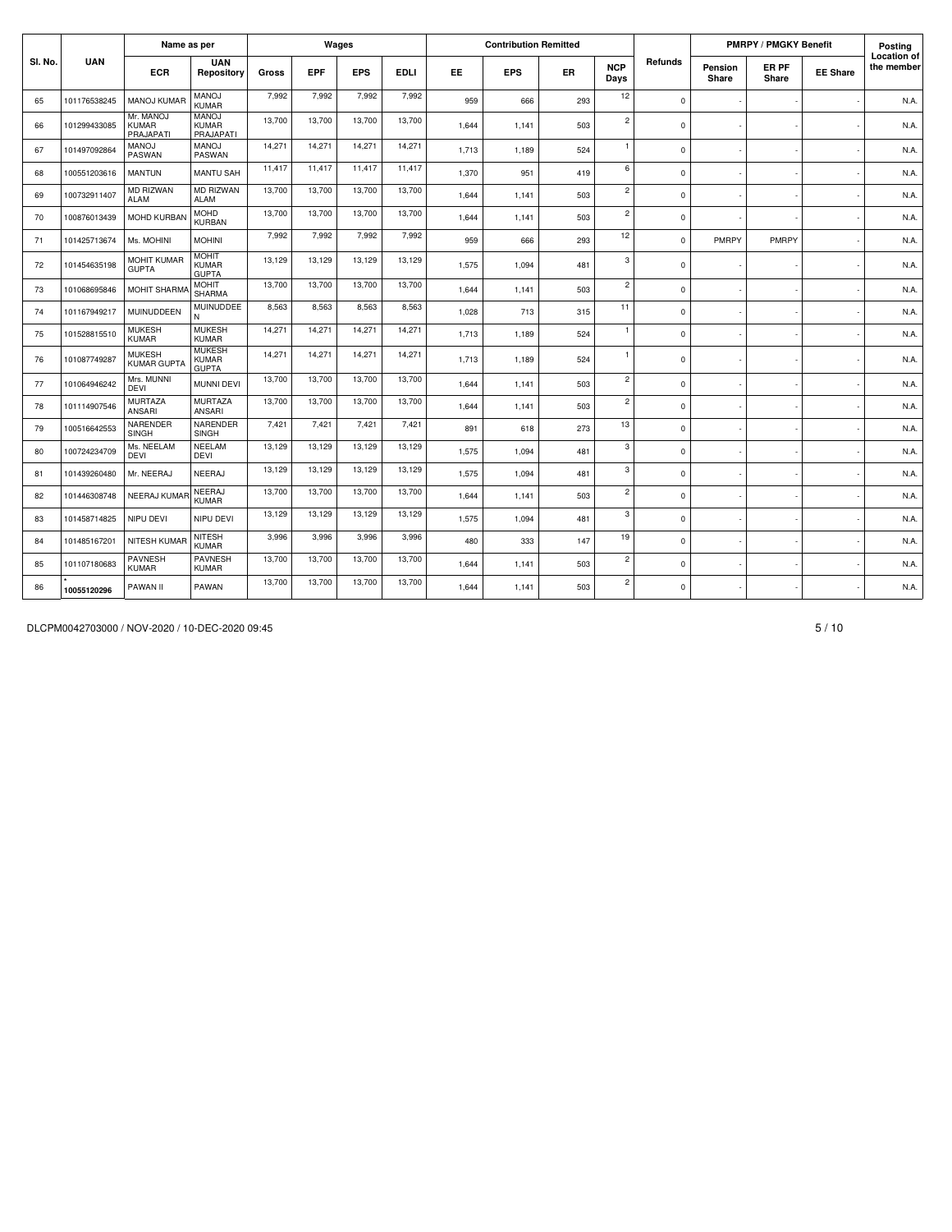| Sl. No. | UAN | Name as per | | Wages | | | | Contribution Remitted | | | | Refunds | PMRPY / PMGKY Benefit | | | Posting Location of the member |
|---|---|---|---|---|---|---|---|---|---|---|---|---|---|---|---|---|
| | | ECR | UAN Repository | Gross | EPF | EPS | EDLI | EE | EPS | ER | NCP Days | | Pension Share | ER PF Share | EE Share | |
| 65 | 101176538245 | MANOJ KUMAR | MANOJ KUMAR | 7,992 | 7,992 | 7,992 | 7,992 | 959 | 666 | 293 | 12 | 0 | - | - | - | N.A. |
| 66 | 101299433085 | Mr. MANOJ KUMAR PRAJAPATI | MANOJ KUMAR PRAJAPATI | 13,700 | 13,700 | 13,700 | 13,700 | 1,644 | 1,141 | 503 | 2 | 0 | - | - | - | N.A. |
| 67 | 101497092864 | MANOJ PASWAN | MANOJ PASWAN | 14,271 | 14,271 | 14,271 | 14,271 | 1,713 | 1,189 | 524 | 1 | 0 | - | - | - | N.A. |
| 68 | 100551203616 | MANTUN | MANTU SAH | 11,417 | 11,417 | 11,417 | 11,417 | 1,370 | 951 | 419 | 6 | 0 | - | - | - | N.A. |
| 69 | 100732911407 | MD RIZWAN ALAM | MD RIZWAN ALAM | 13,700 | 13,700 | 13,700 | 13,700 | 1,644 | 1,141 | 503 | 2 | 0 | - | - | - | N.A. |
| 70 | 100876013439 | MOHD KURBAN | MOHD KURBAN | 13,700 | 13,700 | 13,700 | 13,700 | 1,644 | 1,141 | 503 | 2 | 0 | - | - | - | N.A. |
| 71 | 101425713674 | Ms. MOHINI | MOHINI | 7,992 | 7,992 | 7,992 | 7,992 | 959 | 666 | 293 | 12 | 0 | PMRPY | PMRPY | - | N.A. |
| 72 | 101454635198 | MOHIT KUMAR GUPTA | MOHIT KUMAR GUPTA | 13,129 | 13,129 | 13,129 | 13,129 | 1,575 | 1,094 | 481 | 3 | 0 | - | - | - | N.A. |
| 73 | 101068695846 | MOHIT SHARMA | MOHIT SHARMA | 13,700 | 13,700 | 13,700 | 13,700 | 1,644 | 1,141 | 503 | 2 | 0 | - | - | - | N.A. |
| 74 | 101167949217 | MUINUDDEEN | MUINUDDEEN | 8,563 | 8,563 | 8,563 | 8,563 | 1,028 | 713 | 315 | 11 | 0 | - | - | - | N.A. |
| 75 | 101528815510 | MUKESH KUMAR | MUKESH KUMAR | 14,271 | 14,271 | 14,271 | 14,271 | 1,713 | 1,189 | 524 | 1 | 0 | - | - | - | N.A. |
| 76 | 101087749287 | MUKESH KUMAR GUPTA | MUKESH KUMAR GUPTA | 14,271 | 14,271 | 14,271 | 14,271 | 1,713 | 1,189 | 524 | 1 | 0 | - | - | - | N.A. |
| 77 | 101064946242 | Mrs. MUNNI DEVI | MUNNI DEVI | 13,700 | 13,700 | 13,700 | 13,700 | 1,644 | 1,141 | 503 | 2 | 0 | - | - | - | N.A. |
| 78 | 101114907546 | MURTAZA ANSARI | MURTAZA ANSARI | 13,700 | 13,700 | 13,700 | 13,700 | 1,644 | 1,141 | 503 | 2 | 0 | - | - | - | N.A. |
| 79 | 100516642553 | NARENDER SINGH | NARENDER SINGH | 7,421 | 7,421 | 7,421 | 7,421 | 891 | 618 | 273 | 13 | 0 | - | - | - | N.A. |
| 80 | 100724234709 | Ms. NEELAM DEVI | NEELAM DEVI | 13,129 | 13,129 | 13,129 | 13,129 | 1,575 | 1,094 | 481 | 3 | 0 | - | - | - | N.A. |
| 81 | 101439260480 | Mr. NEERAJ | NEERAJ | 13,129 | 13,129 | 13,129 | 13,129 | 1,575 | 1,094 | 481 | 3 | 0 | - | - | - | N.A. |
| 82 | 101446308748 | NEERAJ KUMAR | NEERAJ KUMAR | 13,700 | 13,700 | 13,700 | 13,700 | 1,644 | 1,141 | 503 | 2 | 0 | - | - | - | N.A. |
| 83 | 101458714825 | NIPU DEVI | NIPU DEVI | 13,129 | 13,129 | 13,129 | 13,129 | 1,575 | 1,094 | 481 | 3 | 0 | - | - | - | N.A. |
| 84 | 101485167201 | NITESH KUMAR | NITESH KUMAR | 3,996 | 3,996 | 3,996 | 3,996 | 480 | 333 | 147 | 19 | 0 | - | - | - | N.A. |
| 85 | 101107180683 | PAVNESH KUMAR | PAVNESH KUMAR | 13,700 | 13,700 | 13,700 | 13,700 | 1,644 | 1,141 | 503 | 2 | 0 | - | - | - | N.A. |
| 86 | * 10055120296 | PAWAN II | PAWAN | 13,700 | 13,700 | 13,700 | 13,700 | 1,644 | 1,141 | 503 | 2 | 0 | - | - | - | N.A. |

DLCPM0042703000 / NOV-2020 / 10-DEC-2020 09:45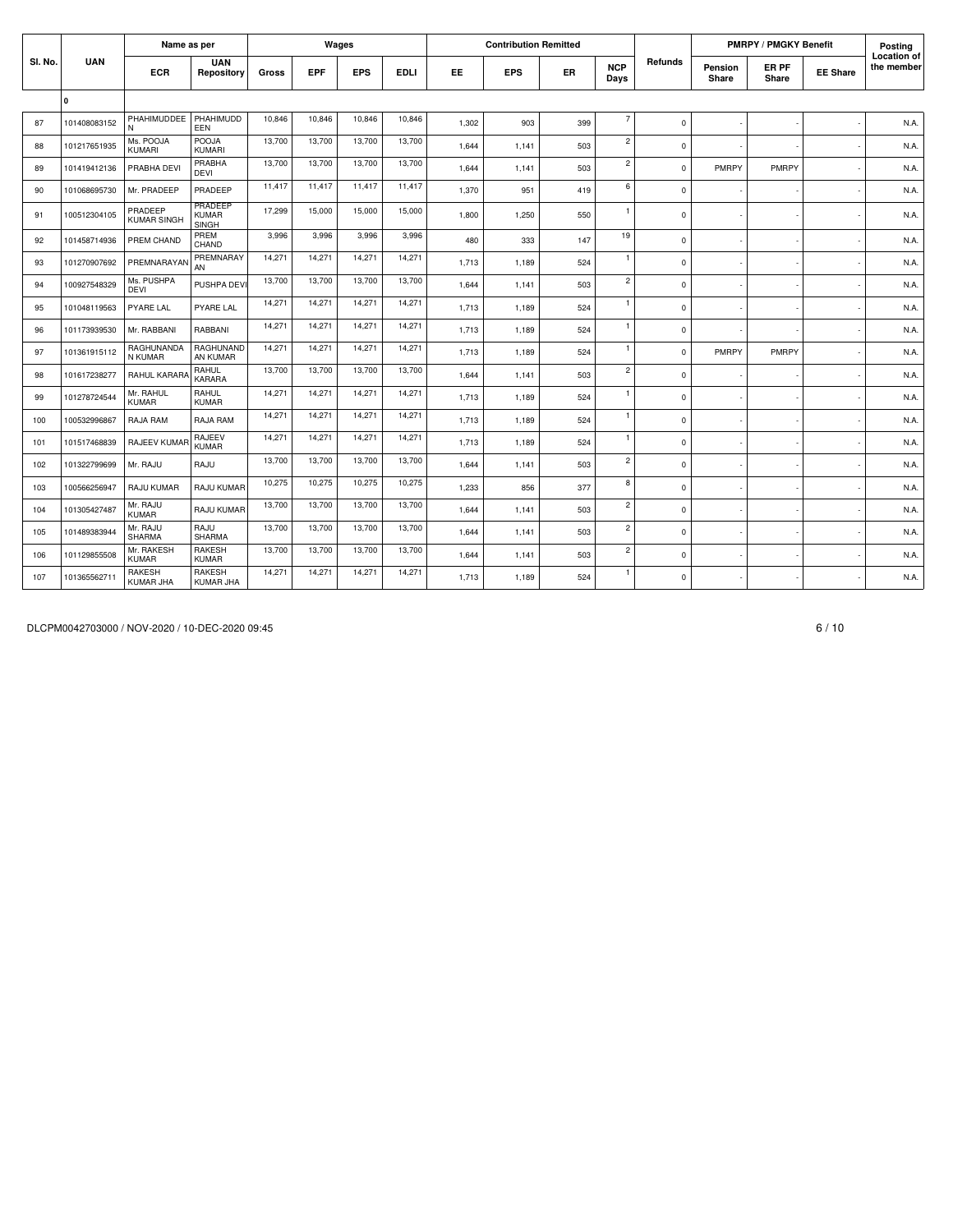| Sl. No. | UAN | Name as per | | Wages | | | | Contribution Remitted | | | | Refunds | PMRPY / PMGKY Benefit | | | Posting Location of the member |
|---|---|---|---|---|---|---|---|---|---|---|---|---|---|---|---|---|
| | | ECR | UAN Repository | Gross | EPF | EPS | EDLI | EE | EPS | ER | NCP Days | | Pension Share | ER PF Share | EE Share | |
| | 0 | | | | | | | | | | | | | | | |
| 87 | 101408083152 | PHAHIMUDDEE N | PHAHIMUDD EEN | 10,846 | 10,846 | 10,846 | 10,846 | 1,302 | 903 | 399 | 7 | 0 | - | - | - | N.A. |
| 88 | 101217651935 | Ms. POOJA KUMARI | POOJA KUMARI | 13,700 | 13,700 | 13,700 | 13,700 | 1,644 | 1,141 | 503 | 2 | 0 | - | - | - | N.A. |
| 89 | 101419412136 | PRABHA DEVI | PRABHA DEVI | 13,700 | 13,700 | 13,700 | 13,700 | 1,644 | 1,141 | 503 | 2 | 0 | PMRPY | PMRPY | - | N.A. |
| 90 | 101068695730 | Mr. PRADEEP | PRADEEP | 11,417 | 11,417 | 11,417 | 11,417 | 1,370 | 951 | 419 | 6 | 0 | - | - | - | N.A. |
| 91 | 100512304105 | PRADEEP KUMAR SINGH | PRADEEP KUMAR SINGH | 17,299 | 15,000 | 15,000 | 15,000 | 1,800 | 1,250 | 550 | 1 | 0 | - | - | - | N.A. |
| 92 | 101458714936 | PREM CHAND | PREM CHAND | 3,996 | 3,996 | 3,996 | 3,996 | 480 | 333 | 147 | 19 | 0 | - | - | - | N.A. |
| 93 | 101270907692 | PREMNARAYAN | PREMNARAY AN | 14,271 | 14,271 | 14,271 | 14,271 | 1,713 | 1,189 | 524 | 1 | 0 | - | - | - | N.A. |
| 94 | 100927548329 | Ms. PUSHPA DEVI | PUSHPA DEVI | 13,700 | 13,700 | 13,700 | 13,700 | 1,644 | 1,141 | 503 | 2 | 0 | - | - | - | N.A. |
| 95 | 101048119563 | PYARE LAL | PYARE LAL | 14,271 | 14,271 | 14,271 | 14,271 | 1,713 | 1,189 | 524 | 1 | 0 | - | - | - | N.A. |
| 96 | 101173939530 | Mr. RABBANI | RABBANI | 14,271 | 14,271 | 14,271 | 14,271 | 1,713 | 1,189 | 524 | 1 | 0 | - | - | - | N.A. |
| 97 | 101361915112 | RAGHUNANDA N KUMAR | RAGHUNAND AN KUMAR | 14,271 | 14,271 | 14,271 | 14,271 | 1,713 | 1,189 | 524 | 1 | 0 | PMRPY | PMRPY | - | N.A. |
| 98 | 101617238277 | RAHUL KARARA | RAHUL KARARA | 13,700 | 13,700 | 13,700 | 13,700 | 1,644 | 1,141 | 503 | 2 | 0 | - | - | - | N.A. |
| 99 | 101278724544 | Mr. RAHUL KUMAR | RAHUL KUMAR | 14,271 | 14,271 | 14,271 | 14,271 | 1,713 | 1,189 | 524 | 1 | 0 | - | - | - | N.A. |
| 100 | 100532996867 | RAJA RAM | RAJA RAM | 14,271 | 14,271 | 14,271 | 14,271 | 1,713 | 1,189 | 524 | 1 | 0 | - | - | - | N.A. |
| 101 | 101517468839 | RAJEEV KUMAR | RAJEEV KUMAR | 14,271 | 14,271 | 14,271 | 14,271 | 1,713 | 1,189 | 524 | 1 | 0 | - | - | - | N.A. |
| 102 | 101322799699 | Mr. RAJU | RAJU | 13,700 | 13,700 | 13,700 | 13,700 | 1,644 | 1,141 | 503 | 2 | 0 | - | - | - | N.A. |
| 103 | 100566256947 | RAJU KUMAR | RAJU KUMAR | 10,275 | 10,275 | 10,275 | 10,275 | 1,233 | 856 | 377 | 8 | 0 | - | - | - | N.A. |
| 104 | 101305427487 | Mr. RAJU KUMAR | RAJU KUMAR | 13,700 | 13,700 | 13,700 | 13,700 | 1,644 | 1,141 | 503 | 2 | 0 | - | - | - | N.A. |
| 105 | 101489383944 | Mr. RAJU SHARMA | RAJU SHARMA | 13,700 | 13,700 | 13,700 | 13,700 | 1,644 | 1,141 | 503 | 2 | 0 | - | - | - | N.A. |
| 106 | 101129855508 | Mr. RAKESH KUMAR | RAKESH KUMAR | 13,700 | 13,700 | 13,700 | 13,700 | 1,644 | 1,141 | 503 | 2 | 0 | - | - | - | N.A. |
| 107 | 101365562711 | RAKESH KUMAR JHA | RAKESH KUMAR JHA | 14,271 | 14,271 | 14,271 | 14,271 | 1,713 | 1,189 | 524 | 1 | 0 | - | - | - | N.A. |

DLCPM0042703000 / NOV-2020 / 10-DEC-2020 09:45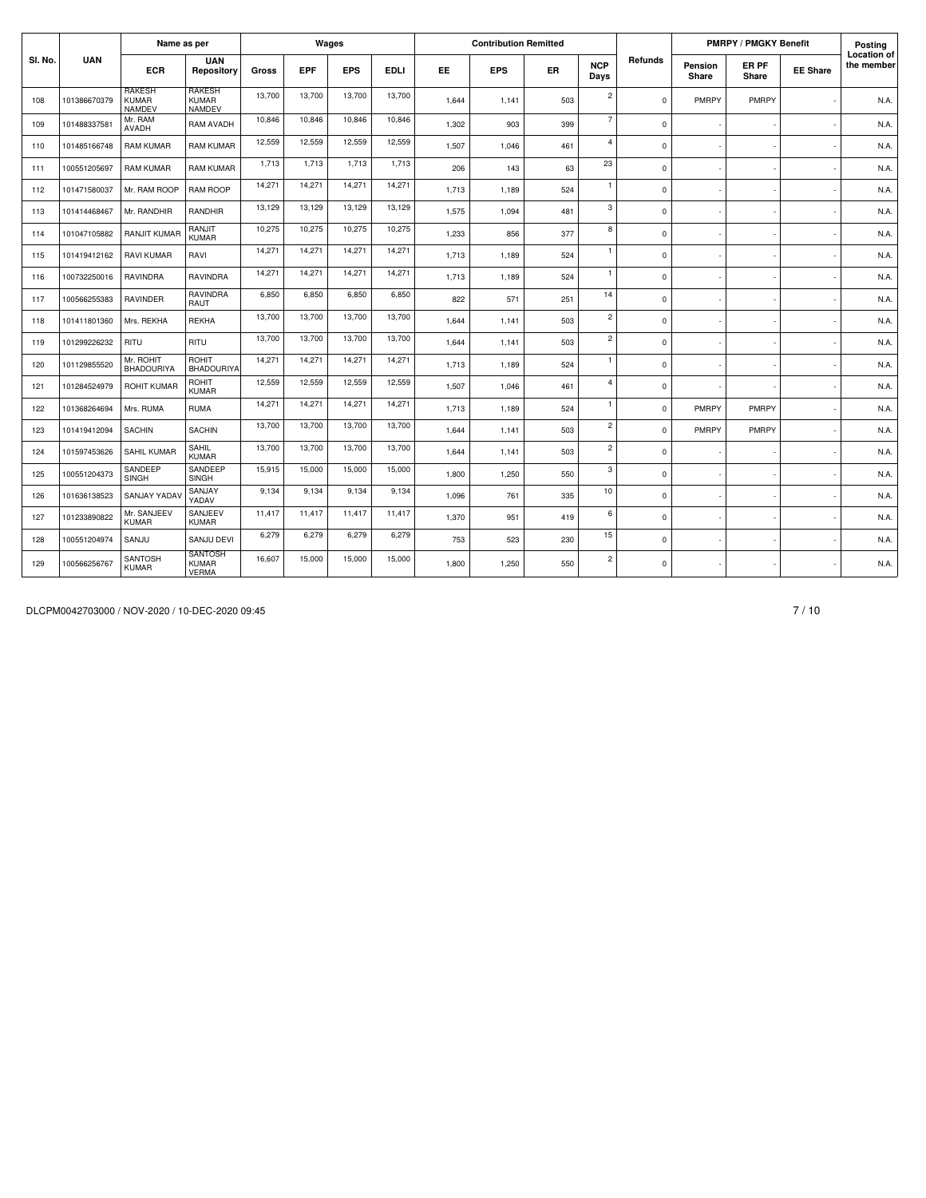| Sl. No. | UAN | Name as per | | Wages | | | | Contribution Remitted | | | | Refunds | PMRPY / PMGKY Benefit | | | Posting Location of the member |
|---|---|---|---|---|---|---|---|---|---|---|---|---|---|---|---|---|
| | | ECR | UAN Repository | Gross | EPF | EPS | EDLI | EE | EPS | ER | NCP Days | | Pension Share | ER PF Share | EE Share | |
| 108 | 101386670379 | RAKESH KUMAR NAMDEV | RAKESH KUMAR NAMDEV | 13,700 | 13,700 | 13,700 | 13,700 | 1,644 | 1,141 | 503 | 2 | 0 | PMRPY | PMRPY | - | N.A. |
| 109 | 101488337581 | Mr. RAM AVADH | RAM AVADH | 10,846 | 10,846 | 10,846 | 10,846 | 1,302 | 903 | 399 | 7 | 0 | - | - | - | N.A. |
| 110 | 101485166748 | RAM KUMAR | RAM KUMAR | 12,559 | 12,559 | 12,559 | 12,559 | 1,507 | 1,046 | 461 | 4 | 0 | - | - | - | N.A. |
| 111 | 100551205697 | RAM KUMAR | RAM KUMAR | 1,713 | 1,713 | 1,713 | 1,713 | 206 | 143 | 63 | 23 | 0 | - | - | - | N.A. |
| 112 | 101471580037 | Mr. RAM ROOP | RAM ROOP | 14,271 | 14,271 | 14,271 | 14,271 | 1,713 | 1,189 | 524 | 1 | 0 | - | - | - | N.A. |
| 113 | 101414468467 | Mr. RANDHIR | RANDHIR | 13,129 | 13,129 | 13,129 | 13,129 | 1,575 | 1,094 | 481 | 3 | 0 | - | - | - | N.A. |
| 114 | 101047105882 | RANJIT KUMAR | RANJIT KUMAR | 10,275 | 10,275 | 10,275 | 10,275 | 1,233 | 856 | 377 | 8 | 0 | - | - | - | N.A. |
| 115 | 101419412162 | RAVI KUMAR | RAVI | 14,271 | 14,271 | 14,271 | 14,271 | 1,713 | 1,189 | 524 | 1 | 0 | - | - | - | N.A. |
| 116 | 100732250016 | RAVINDRA | RAVINDRA | 14,271 | 14,271 | 14,271 | 14,271 | 1,713 | 1,189 | 524 | 1 | 0 | - | - | - | N.A. |
| 117 | 100566255383 | RAVINDER | RAVINDRA RAUT | 6,850 | 6,850 | 6,850 | 6,850 | 822 | 571 | 251 | 14 | 0 | - | - | - | N.A. |
| 118 | 101411801360 | Mrs. REKHA | REKHA | 13,700 | 13,700 | 13,700 | 13,700 | 1,644 | 1,141 | 503 | 2 | 0 | - | - | - | N.A. |
| 119 | 101299226232 | RITU | RITU | 13,700 | 13,700 | 13,700 | 13,700 | 1,644 | 1,141 | 503 | 2 | 0 | - | - | - | N.A. |
| 120 | 101129855520 | Mr. ROHIT BHADOURIYA | ROHIT BHADOURIYA | 14,271 | 14,271 | 14,271 | 14,271 | 1,713 | 1,189 | 524 | 1 | 0 | - | - | - | N.A. |
| 121 | 101284524979 | ROHIT KUMAR | ROHIT KUMAR | 12,559 | 12,559 | 12,559 | 12,559 | 1,507 | 1,046 | 461 | 4 | 0 | - | - | - | N.A. |
| 122 | 101368264694 | Mrs. RUMA | RUMA | 14,271 | 14,271 | 14,271 | 14,271 | 1,713 | 1,189 | 524 | 1 | 0 | PMRPY | PMRPY | - | N.A. |
| 123 | 101419412094 | SACHIN | SACHIN | 13,700 | 13,700 | 13,700 | 13,700 | 1,644 | 1,141 | 503 | 2 | 0 | PMRPY | PMRPY | - | N.A. |
| 124 | 101597453626 | SAHIL KUMAR | SAHIL KUMAR | 13,700 | 13,700 | 13,700 | 13,700 | 1,644 | 1,141 | 503 | 2 | 0 | - | - | - | N.A. |
| 125 | 100551204373 | SANDEEP SINGH | SANDEEP SINGH | 15,915 | 15,000 | 15,000 | 15,000 | 1,800 | 1,250 | 550 | 3 | 0 | - | - | - | N.A. |
| 126 | 101636138523 | SANJAY YADAV | SANJAY YADAV | 9,134 | 9,134 | 9,134 | 9,134 | 1,096 | 761 | 335 | 10 | 0 | - | - | - | N.A. |
| 127 | 101233890822 | Mr. SANJEEV KUMAR | SANJEEV KUMAR | 11,417 | 11,417 | 11,417 | 11,417 | 1,370 | 951 | 419 | 6 | 0 | - | - | - | N.A. |
| 128 | 100551204974 | SANJU | SANJU DEVI | 6,279 | 6,279 | 6,279 | 6,279 | 753 | 523 | 230 | 15 | 0 | - | - | - | N.A. |
| 129 | 100566256767 | SANTOSH KUMAR | SANTOSH KUMAR VERMA | 16,607 | 15,000 | 15,000 | 15,000 | 1,800 | 1,250 | 550 | 2 | 0 | - | - | - | N.A. |

DLCPM0042703000 / NOV-2020 / 10-DEC-2020 09:45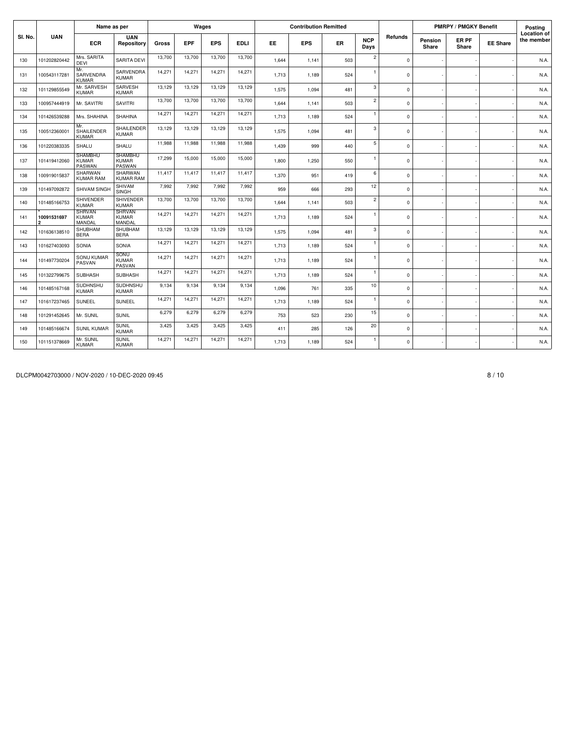| Sl. No. | UAN | Name as per | | Wages | | | | Contribution Remitted | | | | Refunds | PMRPY / PMGKY Benefit | | | Posting Location of the member |
|---|---|---|---|---|---|---|---|---|---|---|---|---|---|---|---|---|
| | | ECR | UAN Repository | Gross | EPF | EPS | EDLI | EE | EPS | ER | NCP Days | | Pension Share | ER PF Share | EE Share | |
| 130 | 101202820442 | Mrs. SARITA DEVI | SARITA DEVI | 13,700 | 13,700 | 13,700 | 13,700 | 1,644 | 1,141 | 503 | 2 | 0 | - | - | - | N.A. |
| 131 | 100543117281 | Mr. SARVENDRA KUMAR | SARVENDRA KUMAR | 14,271 | 14,271 | 14,271 | 14,271 | 1,713 | 1,189 | 524 | 1 | 0 | - | - | - | N.A. |
| 132 | 101129855549 | Mr. SARVESH KUMAR | SARVESH KUMAR | 13,129 | 13,129 | 13,129 | 13,129 | 1,575 | 1,094 | 481 | 3 | 0 | - | - | - | N.A. |
| 133 | 100957444919 | Mr. SAVITRI | SAVITRI | 13,700 | 13,700 | 13,700 | 13,700 | 1,644 | 1,141 | 503 | 2 | 0 | - | - | - | N.A. |
| 134 | 101426539288 | Mrs. SHAHINA | SHAHINA | 14,271 | 14,271 | 14,271 | 14,271 | 1,713 | 1,189 | 524 | 1 | 0 | - | - | - | N.A. |
| 135 | 100512360001 | Mr. SHAILENDER KUMAR | SHAILENDER KUMAR | 13,129 | 13,129 | 13,129 | 13,129 | 1,575 | 1,094 | 481 | 3 | 0 | - | - | - | N.A. |
| 136 | 101220383335 | SHALU | SHALU | 11,988 | 11,988 | 11,988 | 11,988 | 1,439 | 999 | 440 | 5 | 0 | - | - | - | N.A. |
| 137 | 101419412060 | SHAMBHU KUMAR PASWAN | SHAMBHU KUMAR PASWAN | 17,299 | 15,000 | 15,000 | 15,000 | 1,800 | 1,250 | 550 | 1 | 0 | - | - | - | N.A. |
| 138 | 100919015837 | SHARWAN KUMAR RAM | SHARWAN KUMAR RAM | 11,417 | 11,417 | 11,417 | 11,417 | 1,370 | 951 | 419 | 6 | 0 | - | - | - | N.A. |
| 139 | 101497092872 | SHIVAM SINGH | SHIVAM SINGH | 7,992 | 7,992 | 7,992 | 7,992 | 959 | 666 | 293 | 12 | 0 | - | - | - | N.A. |
| 140 | 101485166753 | SHIVENDER KUMAR | SHIVENDER KUMAR | 13,700 | 13,700 | 13,700 | 13,700 | 1,644 | 1,141 | 503 | 2 | 0 | - | - | - | N.A. |
| 141 | * 100915316972 | SHRVAN KUMAR MANDAL | SHRVAN KUMAR MANDAL | 14,271 | 14,271 | 14,271 | 14,271 | 1,713 | 1,189 | 524 | 1 | 0 | - | - | - | N.A. |
| 142 | 101636138510 | SHUBHAM BERA | SHUBHAM BERA | 13,129 | 13,129 | 13,129 | 13,129 | 1,575 | 1,094 | 481 | 3 | 0 | - | - | - | N.A. |
| 143 | 101627403093 | SONIA | SONIA | 14,271 | 14,271 | 14,271 | 14,271 | 1,713 | 1,189 | 524 | 1 | 0 | - | - | - | N.A. |
| 144 | 101497730204 | SONU KUMAR PASVAN | SONU KUMAR PASVAN | 14,271 | 14,271 | 14,271 | 14,271 | 1,713 | 1,189 | 524 | 1 | 0 | - | - | - | N.A. |
| 145 | 101322799675 | SUBHASH | SUBHASH | 14,271 | 14,271 | 14,271 | 14,271 | 1,713 | 1,189 | 524 | 1 | 0 | - | - | - | N.A. |
| 146 | 101485167168 | SUDHNSHU KUMAR | SUDHNSHU KUMAR | 9,134 | 9,134 | 9,134 | 9,134 | 1,096 | 761 | 335 | 10 | 0 | - | - | - | N.A. |
| 147 | 101617237465 | SUNEEL | SUNEEL | 14,271 | 14,271 | 14,271 | 14,271 | 1,713 | 1,189 | 524 | 1 | 0 | - | - | - | N.A. |
| 148 | 101291452645 | Mr. SUNIL | SUNIL | 6,279 | 6,279 | 6,279 | 6,279 | 753 | 523 | 230 | 15 | 0 | - | - | - | N.A. |
| 149 | 101485166674 | SUNIL KUMAR | SUNIL KUMAR | 3,425 | 3,425 | 3,425 | 3,425 | 411 | 285 | 126 | 20 | 0 | - | - | - | N.A. |
| 150 | 101151378669 | Mr. SUNIL KUMAR | SUNIL KUMAR | 14,271 | 14,271 | 14,271 | 14,271 | 1,713 | 1,189 | 524 | 1 | 0 | - | - | - | N.A. |

DLCPM0042703000 / NOV-2020 / 10-DEC-2020 09:45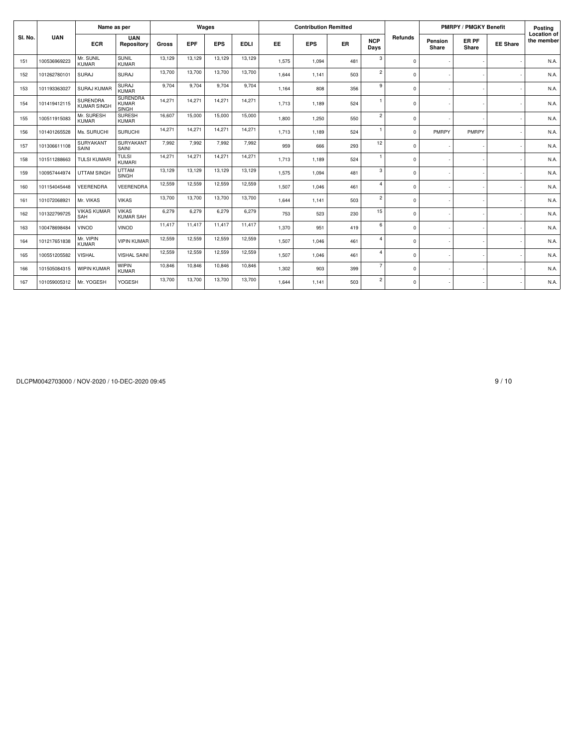| Sl. No. | UAN | Name as per | | Wages | | | | Contribution Remitted | | | | Refunds | PMRPY / PMGKY Benefit | | | Posting Location of the member |
|---|---|---|---|---|---|---|---|---|---|---|---|---|---|---|---|---|
| | | ECR | UAN Repository | Gross | EPF | EPS | EDLI | EE | EPS | ER | NCP Days | | Pension Share | ER PF Share | EE Share | |
| 151 | 100536969223 | Mr. SUNIL KUMAR | SUNIL KUMAR | 13,129 | 13,129 | 13,129 | 13,129 | 1,575 | 1,094 | 481 | 3 | 0 | - | - | - | N.A. |
| 152 | 101262780101 | SURAJ | SURAJ | 13,700 | 13,700 | 13,700 | 13,700 | 1,644 | 1,141 | 503 | 2 | 0 | - | - | - | N.A. |
| 153 | 101193363027 | SURAJ KUMAR | SURAJ KUMAR | 9,704 | 9,704 | 9,704 | 9,704 | 1,164 | 808 | 356 | 9 | 0 | - | - | - | N.A. |
| 154 | 101419412115 | SURENDRA KUMAR SINGH | SURENDRA KUMAR SINGH | 14,271 | 14,271 | 14,271 | 14,271 | 1,713 | 1,189 | 524 | 1 | 0 | - | - | - | N.A. |
| 155 | 100511915083 | Mr. SURESH KUMAR | SURESH KUMAR | 16,607 | 15,000 | 15,000 | 15,000 | 1,800 | 1,250 | 550 | 2 | 0 | - | - | - | N.A. |
| 156 | 101401265528 | Ms. SURUCHI | SURUCHI | 14,271 | 14,271 | 14,271 | 14,271 | 1,713 | 1,189 | 524 | 1 | 0 | PMRPY | PMRPY | - | N.A. |
| 157 | 101306611108 | SURYAKANT SAINI | SURYAKANT SAINI | 7,992 | 7,992 | 7,992 | 7,992 | 959 | 666 | 293 | 12 | 0 | - | - | - | N.A. |
| 158 | 101511288663 | TULSI KUMARI | TULSI KUMARI | 14,271 | 14,271 | 14,271 | 14,271 | 1,713 | 1,189 | 524 | 1 | 0 | - | - | - | N.A. |
| 159 | 100957444974 | UTTAM SINGH | UTTAM SINGH | 13,129 | 13,129 | 13,129 | 13,129 | 1,575 | 1,094 | 481 | 3 | 0 | - | - | - | N.A. |
| 160 | 101154045448 | VEERENDRA | VEERENDRA | 12,559 | 12,559 | 12,559 | 12,559 | 1,507 | 1,046 | 461 | 4 | 0 | - | - | - | N.A. |
| 161 | 101072068921 | Mr. VIKAS | VIKAS | 13,700 | 13,700 | 13,700 | 13,700 | 1,644 | 1,141 | 503 | 2 | 0 | - | - | - | N.A. |
| 162 | 101322799725 | VIKAS KUMAR SAH | VIKAS KUMAR SAH | 6,279 | 6,279 | 6,279 | 6,279 | 753 | 523 | 230 | 15 | 0 | - | - | - | N.A. |
| 163 | 100478698484 | VINOD | VINOD | 11,417 | 11,417 | 11,417 | 11,417 | 1,370 | 951 | 419 | 6 | 0 | - | - | - | N.A. |
| 164 | 101217651838 | Mr. VIPIN KUMAR | VIPIN KUMAR | 12,559 | 12,559 | 12,559 | 12,559 | 1,507 | 1,046 | 461 | 4 | 0 | - | - | - | N.A. |
| 165 | 100551205582 | VISHAL | VISHAL SAINI | 12,559 | 12,559 | 12,559 | 12,559 | 1,507 | 1,046 | 461 | 4 | 0 | - | - | - | N.A. |
| 166 | 101505084315 | WIPIN KUMAR | WIPIN KUMAR | 10,846 | 10,846 | 10,846 | 10,846 | 1,302 | 903 | 399 | 7 | 0 | - | - | - | N.A. |
| 167 | 101059005312 | Mr. YOGESH | YOGESH | 13,700 | 13,700 | 13,700 | 13,700 | 1,644 | 1,141 | 503 | 2 | 0 | - | - | - | N.A. |

DLCPM0042703000 / NOV-2020 / 10-DEC-2020 09:45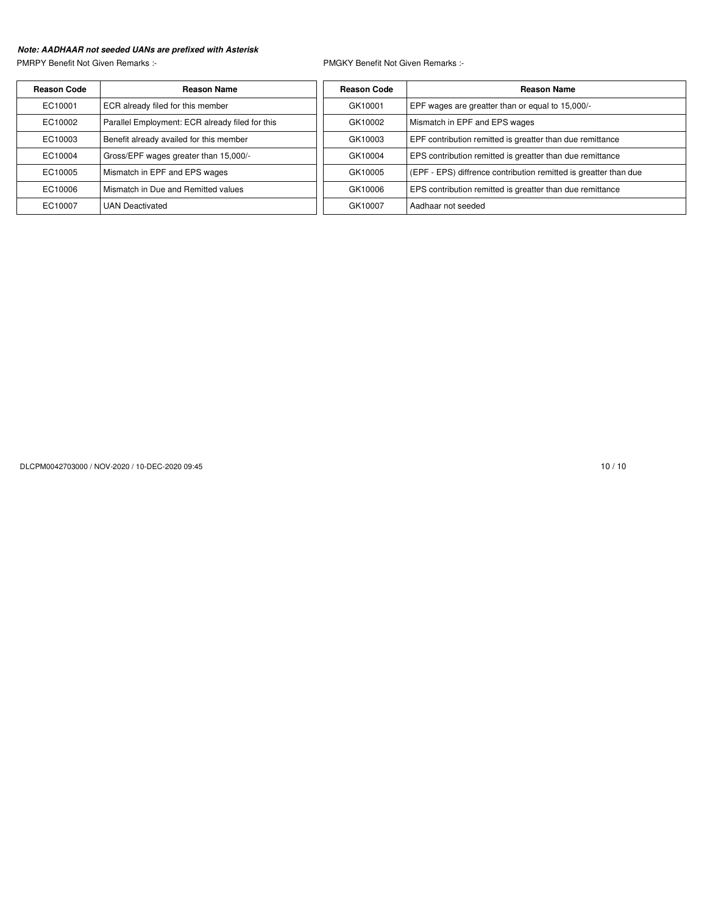***Note: AADHAAR not seeded UANs are prefixed with Asterisk***

PMRPY Benefit Not Given Remarks :-

| Reason Code | Reason Name |
|---|---|
| EC10001 | ECR already filed for this member |
| EC10002 | Parallel Employment: ECR already filed for this |
| EC10003 | Benefit already availed for this member |
| EC10004 | Gross/EPF wages greater than 15,000/- |
| EC10005 | Mismatch in EPF and EPS wages |
| EC10006 | Mismatch in Due and Remitted values |
| EC10007 | UAN Deactivated |

PMGKY Benefit Not Given Remarks :-

| Reason Code | Reason Name |
|---|---|
| GK10001 | EPF wages are greatter than or equal to 15,000/- |
| GK10002 | Mismatch in EPF and EPS wages |
| GK10003 | EPF contribution remitted is greatter than due remittance |
| GK10004 | EPS contribution remitted is greatter than due remittance |
| GK10005 | (EPF - EPS) diffrence contribution remitted is greatter than due |
| GK10006 | EPS contribution remitted is greatter than due remittance |
| GK10007 | Aadhaar not seeded |

DLCPM0042703000 / NOV-2020 / 10-DEC-2020 09:45